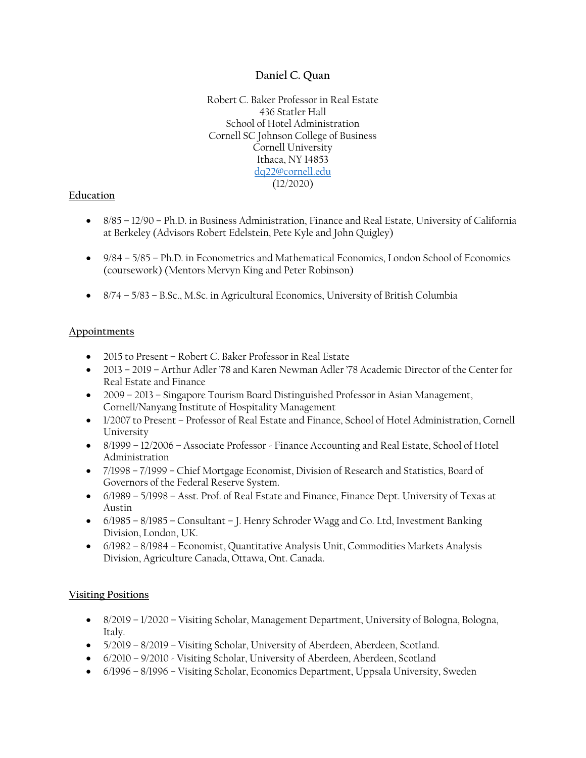# Daniel C. Quan

Robert C. Baker Professor in Real Estate
436 Statler Hall
School of Hotel Administration
Cornell SC Johnson College of Business
Cornell University
Ithaca, NY 14853
dq22@cornell.edu
(12/2020)

## Education

- 8/85 – 12/90 – Ph.D. in Business Administration, Finance and Real Estate, University of California at Berkeley (Advisors Robert Edelstein, Pete Kyle and John Quigley)

- 9/84 – 5/85 – Ph.D. in Econometrics and Mathematical Economics, London School of Economics (coursework) (Mentors Mervyn King and Peter Robinson)

- 8/74 – 5/83 – B.Sc., M.Sc. in Agricultural Economics, University of British Columbia

## Appointments

- 2015 to Present – Robert C. Baker Professor in Real Estate
- 2013 – 2019 – Arthur Adler '78 and Karen Newman Adler '78 Academic Director of the Center for Real Estate and Finance
- 2009 – 2013 – Singapore Tourism Board Distinguished Professor in Asian Management, Cornell/Nanyang Institute of Hospitality Management
- 1/2007 to Present – Professor of Real Estate and Finance, School of Hotel Administration, Cornell University
- 8/1999 – 12/2006 – Associate Professor - Finance Accounting and Real Estate, School of Hotel Administration
- 7/1998 – 7/1999 – Chief Mortgage Economist, Division of Research and Statistics, Board of Governors of the Federal Reserve System.
- 6/1989 – 5/1998 – Asst. Prof. of Real Estate and Finance, Finance Dept. University of Texas at Austin
- 6/1985 – 8/1985 – Consultant – J. Henry Schroder Wagg and Co. Ltd, Investment Banking Division, London, UK.
- 6/1982 – 8/1984 – Economist, Quantitative Analysis Unit, Commodities Markets Analysis Division, Agriculture Canada, Ottawa, Ont. Canada.

## Visiting Positions

- 8/2019 – 1/2020 – Visiting Scholar, Management Department, University of Bologna, Bologna, Italy.
- 5/2019 – 8/2019 – Visiting Scholar, University of Aberdeen, Aberdeen, Scotland.
- 6/2010 – 9/2010 - Visiting Scholar, University of Aberdeen, Aberdeen, Scotland
- 6/1996 – 8/1996 – Visiting Scholar, Economics Department, Uppsala University, Sweden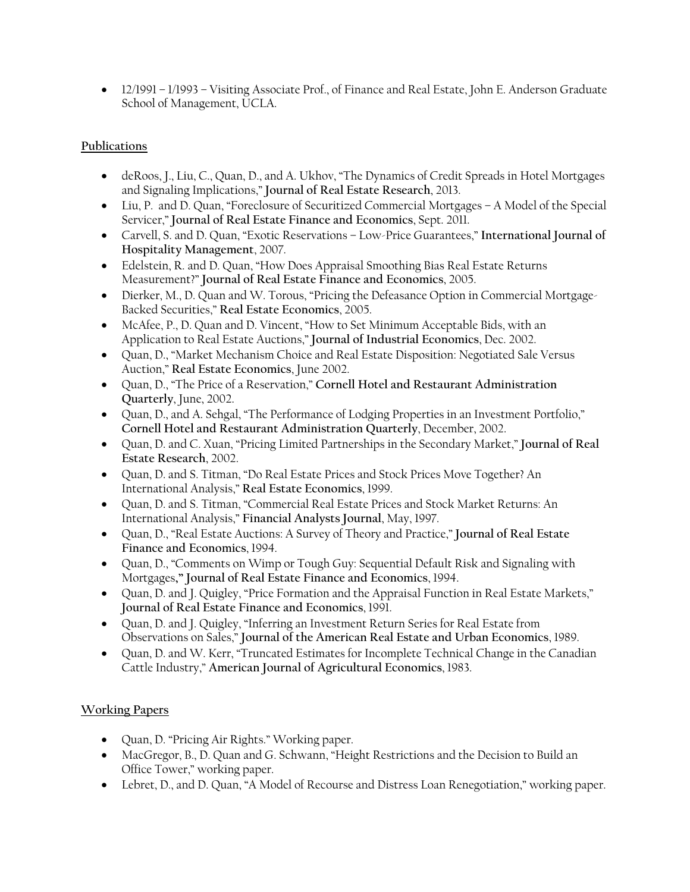- 12/1991 – 1/1993 – Visiting Associate Prof., of Finance and Real Estate, John E. Anderson Graduate School of Management, UCLA.

## Publications

- deRoos, J., Liu, C., Quan, D., and A. Ukhov, "The Dynamics of Credit Spreads in Hotel Mortgages and Signaling Implications," **Journal of Real Estate Research**, 2013.
- Liu, P. and D. Quan, "Foreclosure of Securitized Commercial Mortgages – A Model of the Special Servicer," **Journal of Real Estate Finance and Economics**, Sept. 2011.
- Carvell, S. and D. Quan, "Exotic Reservations – Low-Price Guarantees," **International Journal of Hospitality Management**, 2007.
- Edelstein, R. and D. Quan, "How Does Appraisal Smoothing Bias Real Estate Returns Measurement?" **Journal of Real Estate Finance and Economics**, 2005.
- Dierker, M., D. Quan and W. Torous, "Pricing the Defeasance Option in Commercial Mortgage-Backed Securities," **Real Estate Economics**, 2005.
- McAfee, P., D. Quan and D. Vincent, "How to Set Minimum Acceptable Bids, with an Application to Real Estate Auctions," **Journal of Industrial Economics**, Dec. 2002.
- Quan, D., "Market Mechanism Choice and Real Estate Disposition: Negotiated Sale Versus Auction," **Real Estate Economics**, June 2002.
- Quan, D., "The Price of a Reservation," **Cornell Hotel and Restaurant Administration Quarterly**, June, 2002.
- Quan, D., and A. Sehgal, "The Performance of Lodging Properties in an Investment Portfolio," **Cornell Hotel and Restaurant Administration Quarterly**, December, 2002.
- Quan, D. and C. Xuan, "Pricing Limited Partnerships in the Secondary Market," **Journal of Real Estate Research**, 2002.
- Quan, D. and S. Titman, "Do Real Estate Prices and Stock Prices Move Together? An International Analysis," **Real Estate Economics**, 1999.
- Quan, D. and S. Titman, "Commercial Real Estate Prices and Stock Market Returns: An International Analysis," **Financial Analysts Journal**, May, 1997.
- Quan, D., "Real Estate Auctions: A Survey of Theory and Practice," **Journal of Real Estate Finance and Economics**, 1994.
- Quan, D., "Comments on Wimp or Tough Guy: Sequential Default Risk and Signaling with Mortgages**," Journal of Real Estate Finance and Economics**, 1994.
- Quan, D. and J. Quigley, "Price Formation and the Appraisal Function in Real Estate Markets," **Journal of Real Estate Finance and Economics**, 1991.
- Quan, D. and J. Quigley, "Inferring an Investment Return Series for Real Estate from Observations on Sales," **Journal of the American Real Estate and Urban Economics**, 1989.
- Quan, D. and W. Kerr, "Truncated Estimates for Incomplete Technical Change in the Canadian Cattle Industry," **American Journal of Agricultural Economics**, 1983.

## Working Papers

- Quan, D. "Pricing Air Rights." Working paper.
- MacGregor, B., D. Quan and G. Schwann, "Height Restrictions and the Decision to Build an Office Tower," working paper.
- Lebret, D., and D. Quan, "A Model of Recourse and Distress Loan Renegotiation," working paper.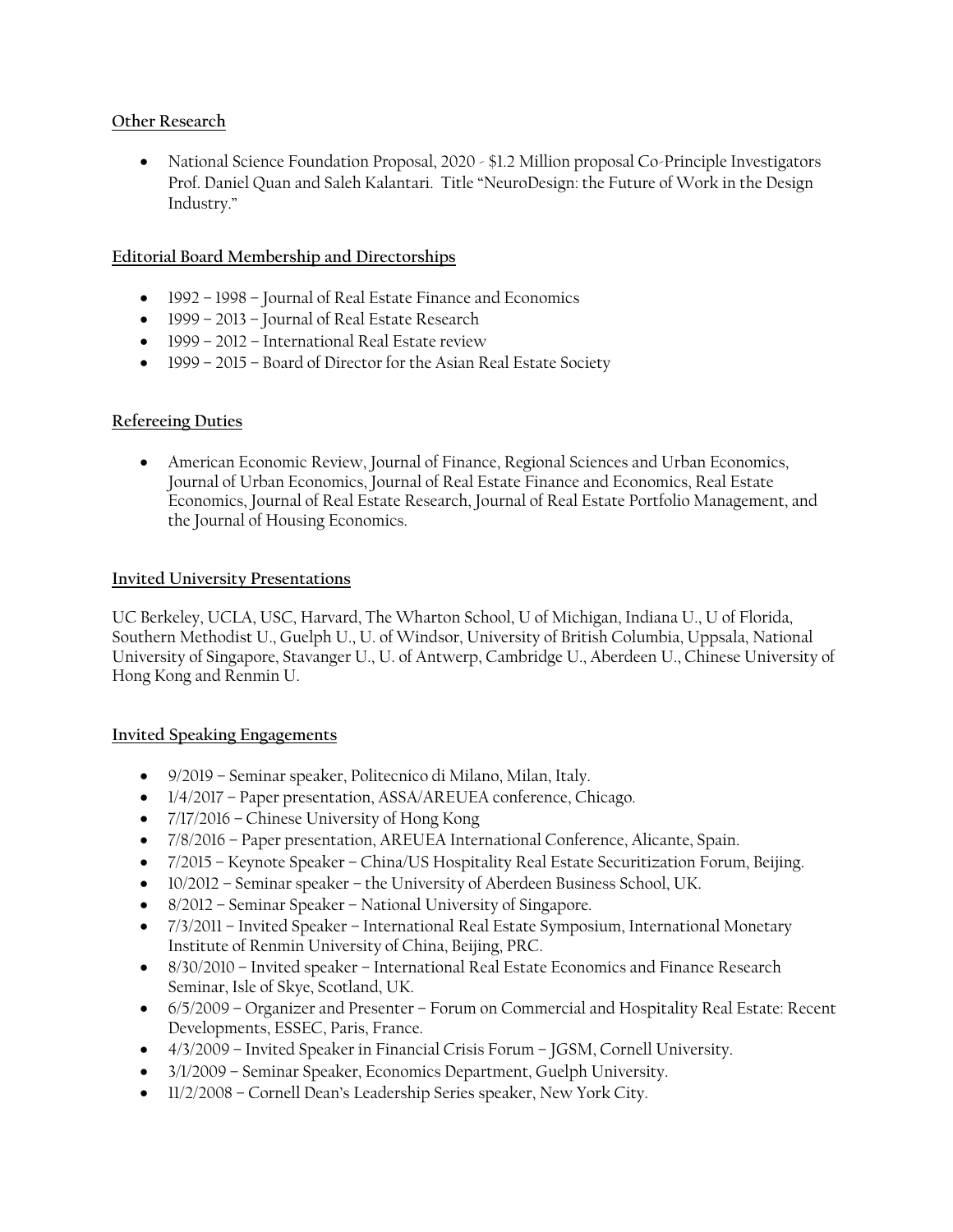## Other Research

- National Science Foundation Proposal, 2020 - $1.2 Million proposal Co-Principle Investigators Prof. Daniel Quan and Saleh Kalantari. Title "NeuroDesign: the Future of Work in the Design Industry."

## Editorial Board Membership and Directorships

- 1992 – 1998 – Journal of Real Estate Finance and Economics
- 1999 – 2013 – Journal of Real Estate Research
- 1999 – 2012 – International Real Estate review
- 1999 – 2015 – Board of Director for the Asian Real Estate Society

## Refereeing Duties

- American Economic Review, Journal of Finance, Regional Sciences and Urban Economics, Journal of Urban Economics, Journal of Real Estate Finance and Economics, Real Estate Economics, Journal of Real Estate Research, Journal of Real Estate Portfolio Management, and the Journal of Housing Economics.

## Invited University Presentations

UC Berkeley, UCLA, USC, Harvard, The Wharton School, U of Michigan, Indiana U., U of Florida, Southern Methodist U., Guelph U., U. of Windsor, University of British Columbia, Uppsala, National University of Singapore, Stavanger U., U. of Antwerp, Cambridge U., Aberdeen U., Chinese University of Hong Kong and Renmin U.

## Invited Speaking Engagements

- 9/2019 – Seminar speaker, Politecnico di Milano, Milan, Italy.
- 1/4/2017 – Paper presentation, ASSA/AREUEA conference, Chicago.
- 7/17/2016 – Chinese University of Hong Kong
- 7/8/2016 – Paper presentation, AREUEA International Conference, Alicante, Spain.
- 7/2015 – Keynote Speaker – China/US Hospitality Real Estate Securitization Forum, Beijing.
- 10/2012 – Seminar speaker – the University of Aberdeen Business School, UK.
- 8/2012 – Seminar Speaker – National University of Singapore.
- 7/3/2011 – Invited Speaker – International Real Estate Symposium, International Monetary Institute of Renmin University of China, Beijing, PRC.
- 8/30/2010 – Invited speaker – International Real Estate Economics and Finance Research Seminar, Isle of Skye, Scotland, UK.
- 6/5/2009 – Organizer and Presenter – Forum on Commercial and Hospitality Real Estate: Recent Developments, ESSEC, Paris, France.
- 4/3/2009 – Invited Speaker in Financial Crisis Forum – JGSM, Cornell University.
- 3/1/2009 – Seminar Speaker, Economics Department, Guelph University.
- 11/2/2008 – Cornell Dean's Leadership Series speaker, New York City.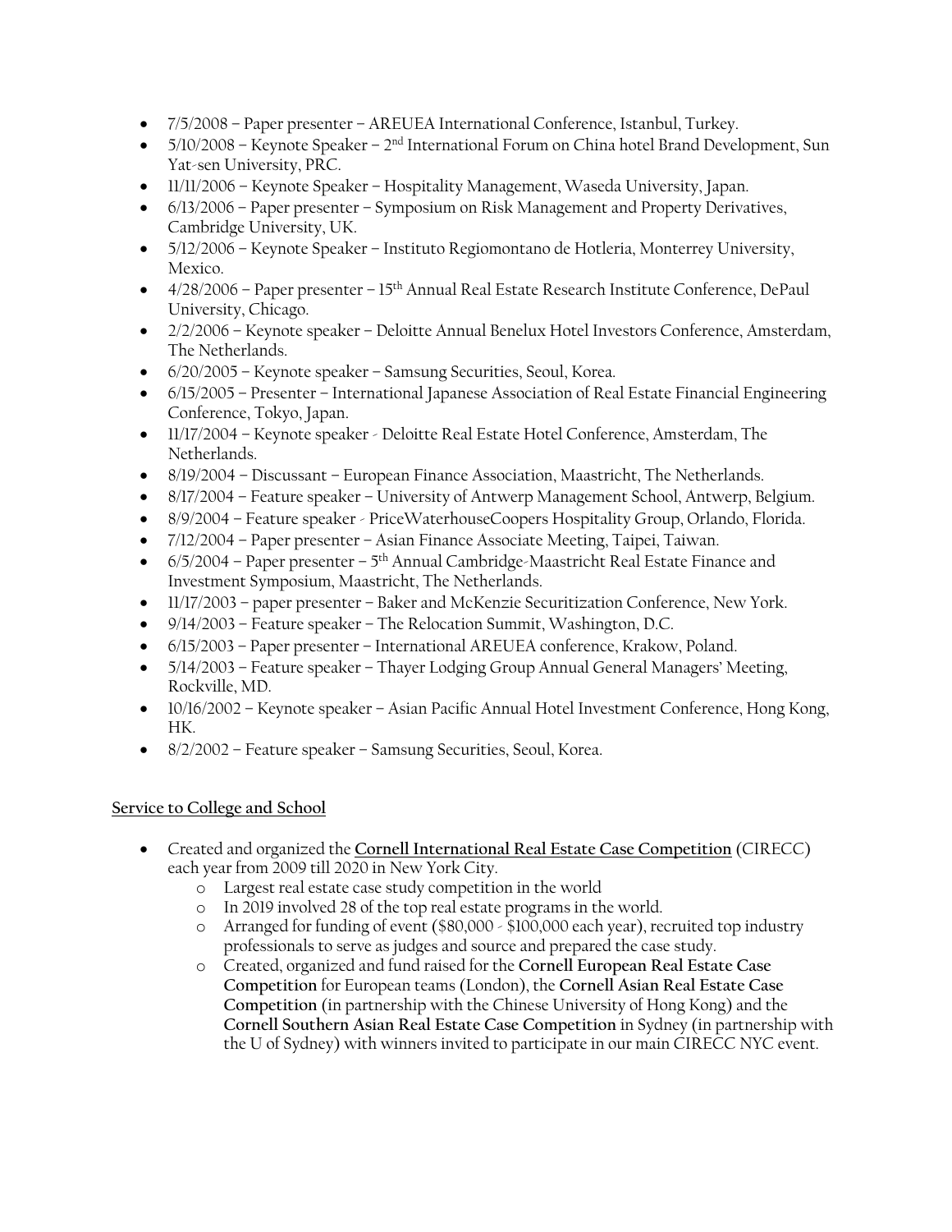- 7/5/2008 – Paper presenter – AREUEA International Conference, Istanbul, Turkey.
- 5/10/2008 – Keynote Speaker – 2nd International Forum on China hotel Brand Development, Sun Yat-sen University, PRC.
- 11/11/2006 – Keynote Speaker – Hospitality Management, Waseda University, Japan.
- 6/13/2006 – Paper presenter – Symposium on Risk Management and Property Derivatives, Cambridge University, UK.
- 5/12/2006 – Keynote Speaker – Instituto Regiomontano de Hotleria, Monterrey University, Mexico.
- 4/28/2006 – Paper presenter – 15th Annual Real Estate Research Institute Conference, DePaul University, Chicago.
- 2/2/2006 – Keynote speaker – Deloitte Annual Benelux Hotel Investors Conference, Amsterdam, The Netherlands.
- 6/20/2005 – Keynote speaker – Samsung Securities, Seoul, Korea.
- 6/15/2005 – Presenter – International Japanese Association of Real Estate Financial Engineering Conference, Tokyo, Japan.
- 11/17/2004 – Keynote speaker - Deloitte Real Estate Hotel Conference, Amsterdam, The Netherlands.
- 8/19/2004 – Discussant – European Finance Association, Maastricht, The Netherlands.
- 8/17/2004 – Feature speaker – University of Antwerp Management School, Antwerp, Belgium.
- 8/9/2004 – Feature speaker - PriceWaterhouseCoopers Hospitality Group, Orlando, Florida.
- 7/12/2004 – Paper presenter – Asian Finance Associate Meeting, Taipei, Taiwan.
- 6/5/2004 – Paper presenter – 5th Annual Cambridge-Maastricht Real Estate Finance and Investment Symposium, Maastricht, The Netherlands.
- 11/17/2003 – paper presenter – Baker and McKenzie Securitization Conference, New York.
- 9/14/2003 – Feature speaker – The Relocation Summit, Washington, D.C.
- 6/15/2003 – Paper presenter – International AREUEA conference, Krakow, Poland.
- 5/14/2003 – Feature speaker – Thayer Lodging Group Annual General Managers' Meeting, Rockville, MD.
- 10/16/2002 – Keynote speaker – Asian Pacific Annual Hotel Investment Conference, Hong Kong, HK.
- 8/2/2002 – Feature speaker – Samsung Securities, Seoul, Korea.

**Service to College and School**

- Created and organized the **Cornell International Real Estate Case Competition** (CIRECC) each year from 2009 till 2020 in New York City.
  - Largest real estate case study competition in the world
  - In 2019 involved 28 of the top real estate programs in the world.
  - Arranged for funding of event ($80,000 - $100,000 each year), recruited top industry professionals to serve as judges and source and prepared the case study.
  - Created, organized and fund raised for the **Cornell European Real Estate Case Competition** for European teams (London), the **Cornell Asian Real Estate Case Competition** (in partnership with the Chinese University of Hong Kong) and the **Cornell Southern Asian Real Estate Case Competition** in Sydney (in partnership with the U of Sydney) with winners invited to participate in our main CIRECC NYC event.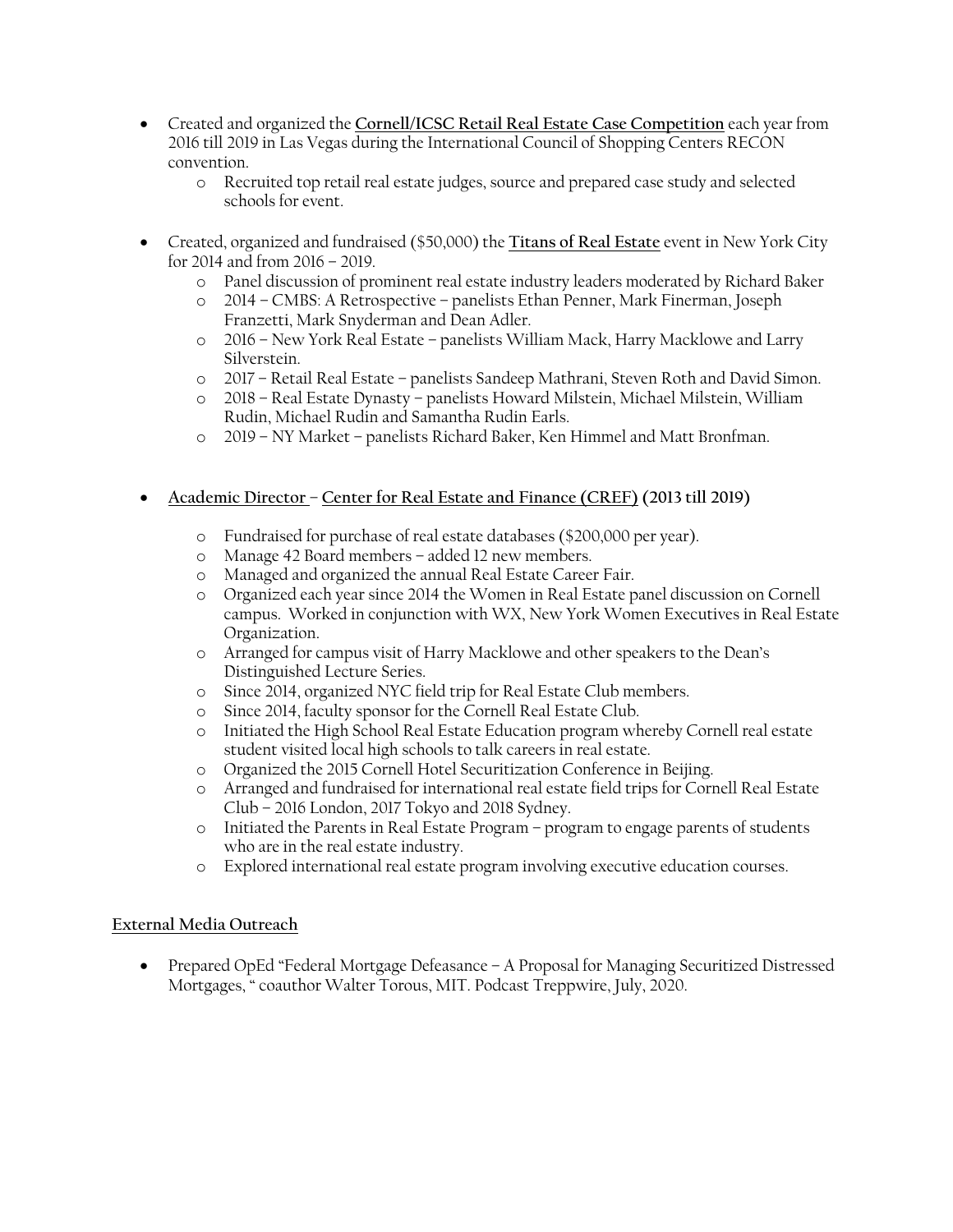- Created and organized the **Cornell/ICSC Retail Real Estate Case Competition** each year from 2016 till 2019 in Las Vegas during the International Council of Shopping Centers RECON convention.
    - Recruited top retail real estate judges, source and prepared case study and selected schools for event.

- Created, organized and fundraised ($50,000) the **Titans of Real Estate** event in New York City for 2014 and from 2016 – 2019.
    - Panel discussion of prominent real estate industry leaders moderated by Richard Baker
    - 2014 – CMBS: A Retrospective – panelists Ethan Penner, Mark Finerman, Joseph Franzetti, Mark Snyderman and Dean Adler.
    - 2016 – New York Real Estate – panelists William Mack, Harry Macklowe and Larry Silverstein.
    - 2017 – Retail Real Estate – panelists Sandeep Mathrani, Steven Roth and David Simon.
    - 2018 – Real Estate Dynasty – panelists Howard Milstein, Michael Milstein, William Rudin, Michael Rudin and Samantha Rudin Earls.
    - 2019 – NY Market – panelists Richard Baker, Ken Himmel and Matt Bronfman.

- **Academic Director – Center for Real Estate and Finance (CREF) (2013 till 2019)**
    - Fundraised for purchase of real estate databases ($200,000 per year).
    - Manage 42 Board members – added 12 new members.
    - Managed and organized the annual Real Estate Career Fair.
    - Organized each year since 2014 the Women in Real Estate panel discussion on Cornell campus. Worked in conjunction with WX, New York Women Executives in Real Estate Organization.
    - Arranged for campus visit of Harry Macklowe and other speakers to the Dean's Distinguished Lecture Series.
    - Since 2014, organized NYC field trip for Real Estate Club members.
    - Since 2014, faculty sponsor for the Cornell Real Estate Club.
    - Initiated the High School Real Estate Education program whereby Cornell real estate student visited local high schools to talk careers in real estate.
    - Organized the 2015 Cornell Hotel Securitization Conference in Beijing.
    - Arranged and fundraised for international real estate field trips for Cornell Real Estate Club – 2016 London, 2017 Tokyo and 2018 Sydney.
    - Initiated the Parents in Real Estate Program – program to engage parents of students who are in the real estate industry.
    - Explored international real estate program involving executive education courses.

## External Media Outreach

- Prepared OpEd "Federal Mortgage Defeasance – A Proposal for Managing Securitized Distressed Mortgages, " coauthor Walter Torous, MIT. Podcast Treppwire, July, 2020.